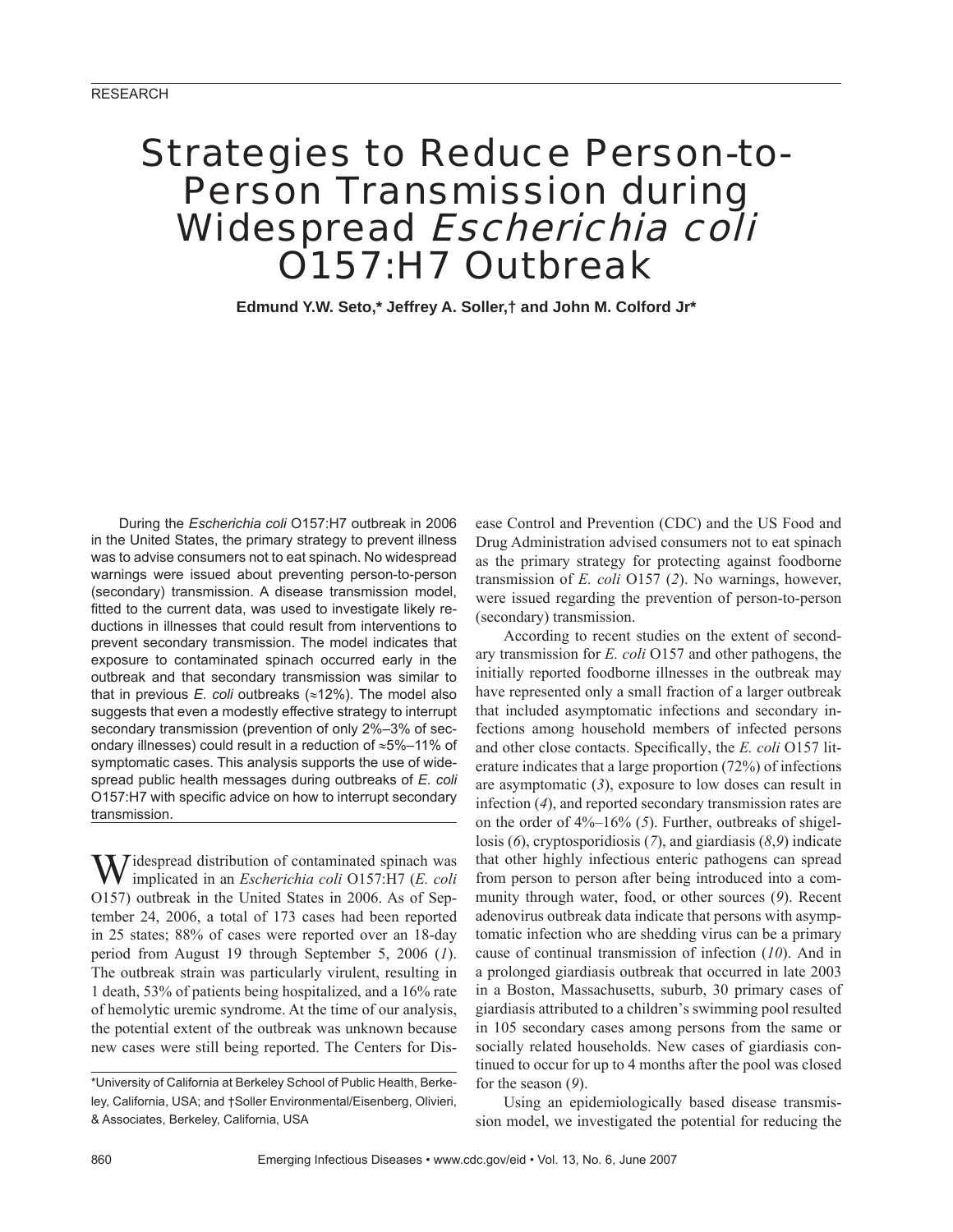RESEARCH

# Strategies to Reduce Person-to-Person Transmission during Widespread *Escherichia coli* O157:H7 Outbreak

**Edmund Y.W. Seto,* Jeffrey A. Soller,† and John M. Colford Jr***

During the *Escherichia coli* O157:H7 outbreak in 2006 in the United States, the primary strategy to prevent illness was to advise consumers not to eat spinach. No widespread warnings were issued about preventing person-to-person (secondary) transmission. A disease transmission model, fitted to the current data, was used to investigate likely reductions in illnesses that could result from interventions to prevent secondary transmission. The model indicates that exposure to contaminated spinach occurred early in the outbreak and that secondary transmission was similar to that in previous *E. coli* outbreaks (≈12%). The model also suggests that even a modestly effective strategy to interrupt secondary transmission (prevention of only 2%–3% of secondary illnesses) could result in a reduction of ≈5%–11% of symptomatic cases. This analysis supports the use of widespread public health messages during outbreaks of *E. coli* O157:H7 with specific advice on how to interrupt secondary transmission.

Widespread distribution of contaminated spinach was implicated in an *Escherichia coli* O157:H7 (*E. coli* O157) outbreak in the United States in 2006. As of September 24, 2006, a total of 173 cases had been reported in 25 states; 88% of cases were reported over an 18-day period from August 19 through September 5, 2006 (*1*). The outbreak strain was particularly virulent, resulting in 1 death, 53% of patients being hospitalized, and a 16% rate of hemolytic uremic syndrome. At the time of our analysis, the potential extent of the outbreak was unknown because new cases were still being reported. The Centers for Disease Control and Prevention (CDC) and the US Food and Drug Administration advised consumers not to eat spinach as the primary strategy for protecting against foodborne transmission of *E. coli* O157 (*2*). No warnings, however, were issued regarding the prevention of person-to-person (secondary) transmission.

According to recent studies on the extent of secondary transmission for *E. coli* O157 and other pathogens, the initially reported foodborne illnesses in the outbreak may have represented only a small fraction of a larger outbreak that included asymptomatic infections and secondary infections among household members of infected persons and other close contacts. Specifically, the *E. coli* O157 literature indicates that a large proportion (72%) of infections are asymptomatic (*3*), exposure to low doses can result in infection (*4*), and reported secondary transmission rates are on the order of 4%–16% (*5*). Further, outbreaks of shigellosis (*6*), cryptosporidiosis (*7*), and giardiasis (*8*,*9*) indicate that other highly infectious enteric pathogens can spread from person to person after being introduced into a community through water, food, or other sources (*9*). Recent adenovirus outbreak data indicate that persons with asymptomatic infection who are shedding virus can be a primary cause of continual transmission of infection (*10*). And in a prolonged giardiasis outbreak that occurred in late 2003 in a Boston, Massachusetts, suburb, 30 primary cases of giardiasis attributed to a children's swimming pool resulted in 105 secondary cases among persons from the same or socially related households. New cases of giardiasis continued to occur for up to 4 months after the pool was closed for the season (*9*).

Using an epidemiologically based disease transmission model, we investigated the potential for reducing the

*University of California at Berkeley School of Public Health, Berkeley, California, USA; and †Soller Environmental/Eisenberg, Olivieri, & Associates, Berkeley, California, USA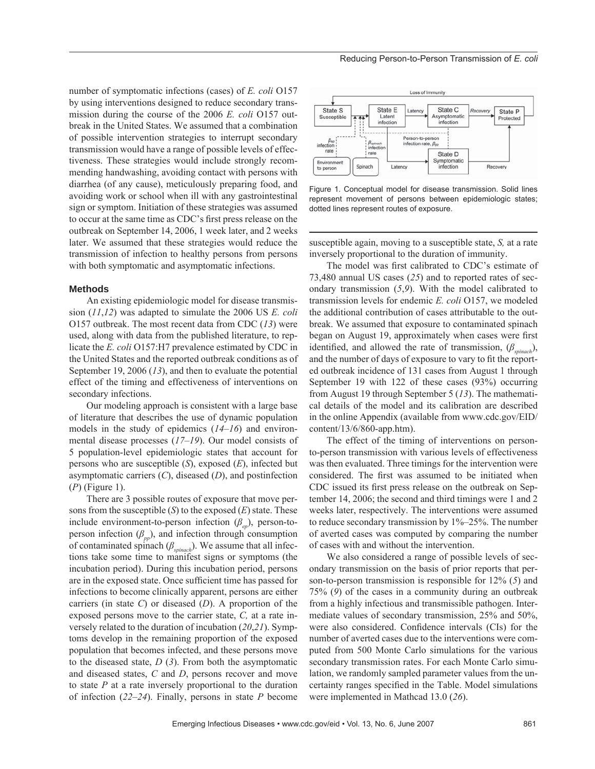number of symptomatic infections (cases) of *E. coli* O157 by using interventions designed to reduce secondary transmission during the course of the 2006 *E. coli* O157 outbreak in the United States. We assumed that a combination of possible intervention strategies to interrupt secondary transmission would have a range of possible levels of effectiveness. These strategies would include strongly recommending handwashing, avoiding contact with persons with diarrhea (of any cause), meticulously preparing food, and avoiding work or school when ill with any gastrointestinal sign or symptom. Initiation of these strategies was assumed to occur at the same time as CDC's first press release on the outbreak on September 14, 2006, 1 week later, and 2 weeks later. We assumed that these strategies would reduce the transmission of infection to healthy persons from persons with both symptomatic and asymptomatic infections.

## Methods

An existing epidemiologic model for disease transmission (*11*,*12*) was adapted to simulate the 2006 US *E. coli* O157 outbreak. The most recent data from CDC (*13*) were used, along with data from the published literature, to replicate the *E. coli* O157:H7 prevalence estimated by CDC in the United States and the reported outbreak conditions as of September 19, 2006 (*13*), and then to evaluate the potential effect of the timing and effectiveness of interventions on secondary infections.

Our modeling approach is consistent with a large base of literature that describes the use of dynamic population models in the study of epidemics (*14*–*16*) and environmental disease processes (*17*–*19*). Our model consists of 5 population-level epidemiologic states that account for persons who are susceptible (*S*), exposed (*E*), infected but asymptomatic carriers (*C*), diseased (*D*), and postinfection (*P*) (Figure 1).

There are 3 possible routes of exposure that move persons from the susceptible (*S*) to the exposed (*E*) state. These include environment-to-person infection ($\beta_{ep}$), person-to-person infection ($\beta_{pp}$), and infection through consumption of contaminated spinach ($\beta_{spinach}$). We assume that all infections take some time to manifest signs or symptoms (the incubation period). During this incubation period, persons are in the exposed state. Once sufficient time has passed for infections to become clinically apparent, persons are either carriers (in state *C*) or diseased (*D*). A proportion of the exposed persons move to the carrier state, *C,* at a rate inversely related to the duration of incubation (*20*,*21*). Symptoms develop in the remaining proportion of the exposed population that becomes infected, and these persons move to the diseased state, *D* (*3*). From both the asymptomatic and diseased states, *C* and *D*, persons recover and move to state *P* at a rate inversely proportional to the duration of infection (*22*–*24*). Finally, persons in state *P* become susceptible again, moving to a susceptible state, *S,* at a rate inversely proportional to the duration of immunity.

Figure 1. Conceptual model for disease transmission. Solid lines represent movement of persons between epidemiologic states; dotted lines represent routes of exposure.

The model was first calibrated to CDC's estimate of 73,480 annual US cases (*25*) and to reported rates of secondary transmission (*5*,*9*). With the model calibrated to transmission levels for endemic *E. coli* O157, we modeled the additional contribution of cases attributable to the outbreak. We assumed that exposure to contaminated spinach began on August 19, approximately when cases were first identified, and allowed the rate of transmission, ($\beta_{spinach}$), and the number of days of exposure to vary to fit the reported outbreak incidence of 131 cases from August 1 through September 19 with 122 of these cases (93%) occurring from August 19 through September 5 (*13*). The mathematical details of the model and its calibration are described in the online Appendix (available from www.cdc.gov/EID/content/13/6/860-app.htm).

The effect of the timing of interventions on person-to-person transmission with various levels of effectiveness was then evaluated. Three timings for the intervention were considered. The first was assumed to be initiated when CDC issued its first press release on the outbreak on September 14, 2006; the second and third timings were 1 and 2 weeks later, respectively. The interventions were assumed to reduce secondary transmission by 1%–25%. The number of averted cases was computed by comparing the number of cases with and without the intervention.

We also considered a range of possible levels of secondary transmission on the basis of prior reports that person-to-person transmission is responsible for 12% (*5*) and 75% (*9*) of the cases in a community during an outbreak from a highly infectious and transmissible pathogen. Intermediate values of secondary transmission, 25% and 50%, were also considered. Confidence intervals (CIs) for the number of averted cases due to the interventions were computed from 500 Monte Carlo simulations for the various secondary transmission rates. For each Monte Carlo simulation, we randomly sampled parameter values from the uncertainty ranges specified in the Table. Model simulations were implemented in Mathcad 13.0 (*26*).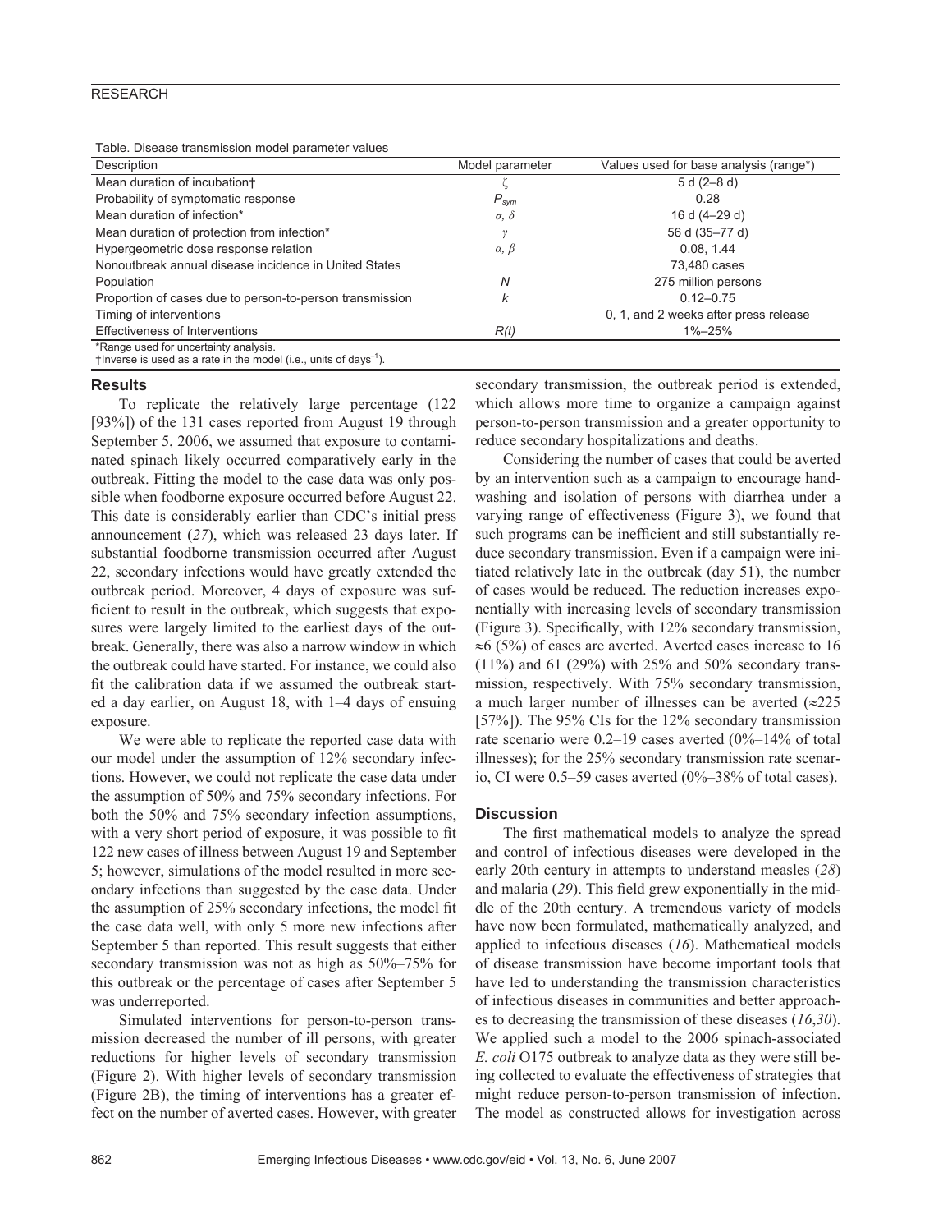Table. Disease transmission model parameter values

| Description | Model parameter | Values used for base analysis (range*) |
| --- | --- | --- |
| Mean duration of incubation† | $\zeta$ | 5 d (2–8 d) |
| Probability of symptomatic response | $P_{sym}$ | 0.28 |
| Mean duration of infection* | $\sigma$, $\delta$ | 16 d (4–29 d) |
| Mean duration of protection from infection* | $\gamma$ | 56 d (35–77 d) |
| Hypergeometric dose response relation | $\alpha$, $\beta$ | 0.08, 1.44 |
| Nonoutbreak annual disease incidence in United States | | 73,480 cases |
| Population | $N$ | 275 million persons |
| Proportion of cases due to person-to-person transmission | $k$ | 0.12–0.75 |
| Timing of interventions | | 0, 1, and 2 weeks after press release |
| Effectiveness of Interventions | $R(t)$ | 1%–25% |

*Range used for uncertainty analysis.
†Inverse is used as a rate in the model (i.e., units of days$^{-1}$).

## Results

To replicate the relatively large percentage (122 [93%]) of the 131 cases reported from August 19 through September 5, 2006, we assumed that exposure to contaminated spinach likely occurred comparatively early in the outbreak. Fitting the model to the case data was only possible when foodborne exposure occurred before August 22. This date is considerably earlier than CDC's initial press announcement (*27*), which was released 23 days later. If substantial foodborne transmission occurred after August 22, secondary infections would have greatly extended the outbreak period. Moreover, 4 days of exposure was sufficient to result in the outbreak, which suggests that exposures were largely limited to the earliest days of the outbreak. Generally, there was also a narrow window in which the outbreak could have started. For instance, we could also fit the calibration data if we assumed the outbreak started a day earlier, on August 18, with 1–4 days of ensuing exposure.

We were able to replicate the reported case data with our model under the assumption of 12% secondary infections. However, we could not replicate the case data under the assumption of 50% and 75% secondary infections. For both the 50% and 75% secondary infection assumptions, with a very short period of exposure, it was possible to fit 122 new cases of illness between August 19 and September 5; however, simulations of the model resulted in more secondary infections than suggested by the case data. Under the assumption of 25% secondary infections, the model fit the case data well, with only 5 more new infections after September 5 than reported. This result suggests that either secondary transmission was not as high as 50%–75% for this outbreak or the percentage of cases after September 5 was underreported.

Simulated interventions for person-to-person transmission decreased the number of ill persons, with greater reductions for higher levels of secondary transmission (Figure 2). With higher levels of secondary transmission (Figure 2B), the timing of interventions has a greater effect on the number of averted cases. However, with greater secondary transmission, the outbreak period is extended, which allows more time to organize a campaign against person-to-person transmission and a greater opportunity to reduce secondary hospitalizations and deaths.

Considering the number of cases that could be averted by an intervention such as a campaign to encourage handwashing and isolation of persons with diarrhea under a varying range of effectiveness (Figure 3), we found that such programs can be inefficient and still substantially reduce secondary transmission. Even if a campaign were initiated relatively late in the outbreak (day 51), the number of cases would be reduced. The reduction increases exponentially with increasing levels of secondary transmission (Figure 3). Specifically, with 12% secondary transmission, ≈6 (5%) of cases are averted. Averted cases increase to 16 (11%) and 61 (29%) with 25% and 50% secondary transmission, respectively. With 75% secondary transmission, a much larger number of illnesses can be averted (≈225 [57%]). The 95% CIs for the 12% secondary transmission rate scenario were 0.2–19 cases averted (0%–14% of total illnesses); for the 25% secondary transmission rate scenario, CI were 0.5–59 cases averted (0%–38% of total cases).

## Discussion

The first mathematical models to analyze the spread and control of infectious diseases were developed in the early 20th century in attempts to understand measles (*28*) and malaria (*29*). This field grew exponentially in the middle of the 20th century. A tremendous variety of models have now been formulated, mathematically analyzed, and applied to infectious diseases (*16*). Mathematical models of disease transmission have become important tools that have led to understanding the transmission characteristics of infectious diseases in communities and better approaches to decreasing the transmission of these diseases (*16*,*30*). We applied such a model to the 2006 spinach-associated *E. coli* O175 outbreak to analyze data as they were still being collected to evaluate the effectiveness of strategies that might reduce person-to-person transmission of infection. The model as constructed allows for investigation across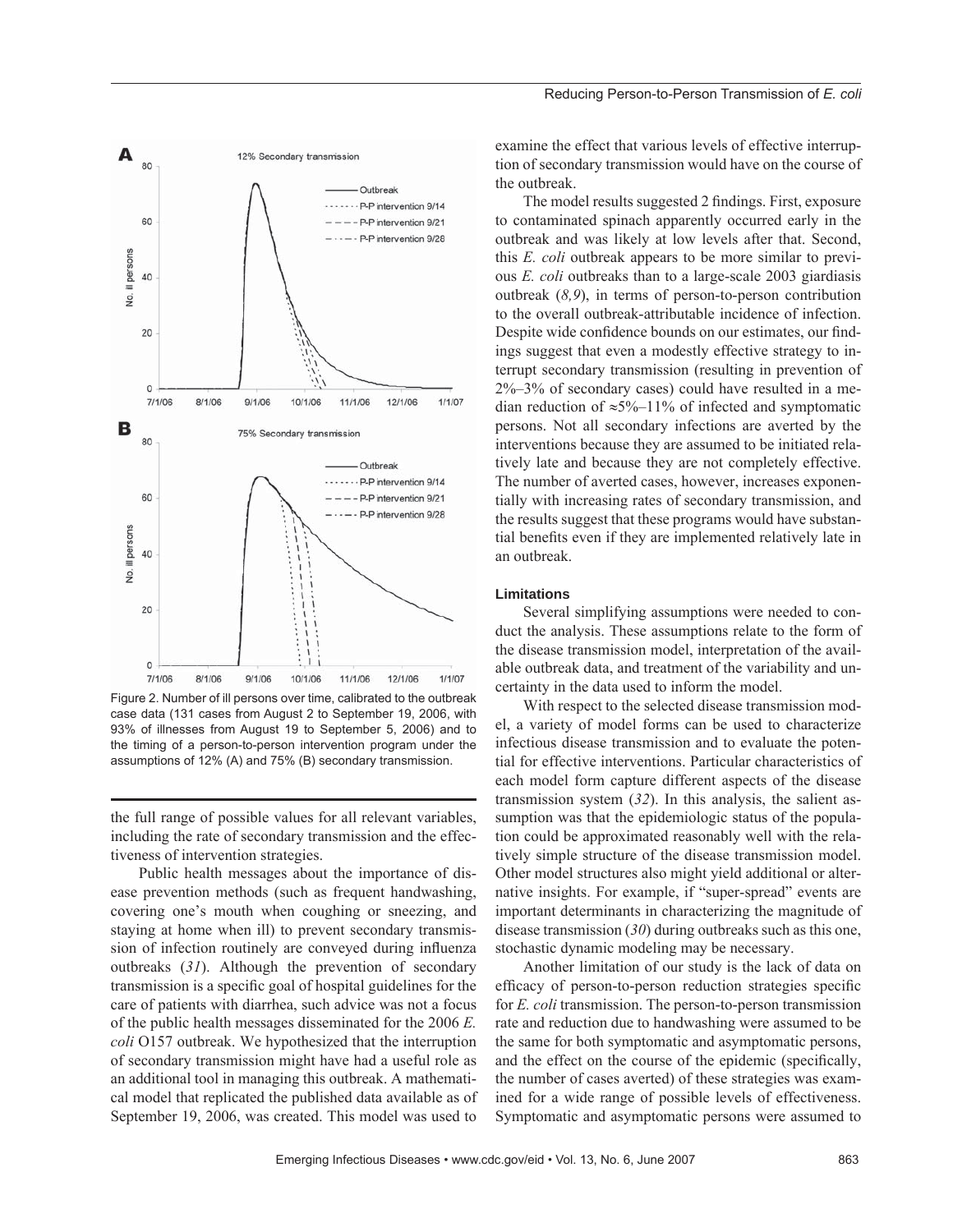Figure 2. Number of ill persons over time, calibrated to the outbreak case data (131 cases from August 2 to September 19, 2006, with 93% of illnesses from August 19 to September 5, 2006) and to the timing of a person-to-person intervention program under the assumptions of 12% (A) and 75% (B) secondary transmission.

the full range of possible values for all relevant variables, including the rate of secondary transmission and the effectiveness of intervention strategies.

Public health messages about the importance of disease prevention methods (such as frequent handwashing, covering one's mouth when coughing or sneezing, and staying at home when ill) to prevent secondary transmission of infection routinely are conveyed during influenza outbreaks (*31*). Although the prevention of secondary transmission is a specific goal of hospital guidelines for the care of patients with diarrhea, such advice was not a focus of the public health messages disseminated for the 2006 *E. coli* O157 outbreak. We hypothesized that the interruption of secondary transmission might have had a useful role as an additional tool in managing this outbreak. A mathematical model that replicated the published data available as of September 19, 2006, was created. This model was used to examine the effect that various levels of effective interruption of secondary transmission would have on the course of the outbreak.

The model results suggested 2 findings. First, exposure to contaminated spinach apparently occurred early in the outbreak and was likely at low levels after that. Second, this *E. coli* outbreak appears to be more similar to previous *E. coli* outbreaks than to a large-scale 2003 giardiasis outbreak (*8,9*), in terms of person-to-person contribution to the overall outbreak-attributable incidence of infection. Despite wide confidence bounds on our estimates, our findings suggest that even a modestly effective strategy to interrupt secondary transmission (resulting in prevention of 2%–3% of secondary cases) could have resulted in a median reduction of ≈5%–11% of infected and symptomatic persons. Not all secondary infections are averted by the interventions because they are assumed to be initiated relatively late and because they are not completely effective. The number of averted cases, however, increases exponentially with increasing rates of secondary transmission, and the results suggest that these programs would have substantial benefits even if they are implemented relatively late in an outbreak.

#### Limitations

Several simplifying assumptions were needed to conduct the analysis. These assumptions relate to the form of the disease transmission model, interpretation of the available outbreak data, and treatment of the variability and uncertainty in the data used to inform the model.

With respect to the selected disease transmission model, a variety of model forms can be used to characterize infectious disease transmission and to evaluate the potential for effective interventions. Particular characteristics of each model form capture different aspects of the disease transmission system (*32*). In this analysis, the salient assumption was that the epidemiologic status of the population could be approximated reasonably well with the relatively simple structure of the disease transmission model. Other model structures also might yield additional or alternative insights. For example, if "super-spread" events are important determinants in characterizing the magnitude of disease transmission (*30*) during outbreaks such as this one, stochastic dynamic modeling may be necessary.

Another limitation of our study is the lack of data on efficacy of person-to-person reduction strategies specific for *E. coli* transmission. The person-to-person transmission rate and reduction due to handwashing were assumed to be the same for both symptomatic and asymptomatic persons, and the effect on the course of the epidemic (specifically, the number of cases averted) of these strategies was examined for a wide range of possible levels of effectiveness. Symptomatic and asymptomatic persons were assumed to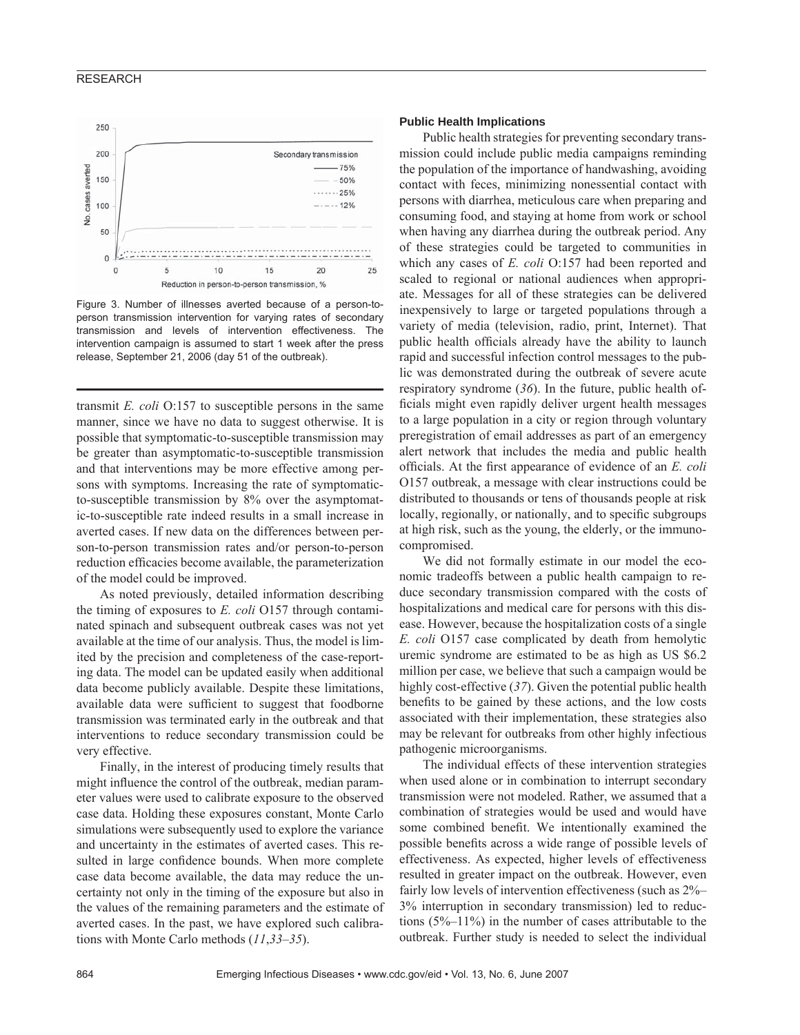Figure 3. Number of illnesses averted because of a person-to-person transmission intervention for varying rates of secondary transmission and levels of intervention effectiveness. The intervention campaign is assumed to start 1 week after the press release, September 21, 2006 (day 51 of the outbreak).

transmit *E. coli* O:157 to susceptible persons in the same manner, since we have no data to suggest otherwise. It is possible that symptomatic-to-susceptible transmission may be greater than asymptomatic-to-susceptible transmission and that interventions may be more effective among persons with symptoms. Increasing the rate of symptomatic-to-susceptible transmission by 8% over the asymptomatic-to-susceptible rate indeed results in a small increase in averted cases. If new data on the differences between person-to-person transmission rates and/or person-to-person reduction efficacies become available, the parameterization of the model could be improved.

As noted previously, detailed information describing the timing of exposures to *E. coli* O157 through contaminated spinach and subsequent outbreak cases was not yet available at the time of our analysis. Thus, the model is limited by the precision and completeness of the case-reporting data. The model can be updated easily when additional data become publicly available. Despite these limitations, available data were sufficient to suggest that foodborne transmission was terminated early in the outbreak and that interventions to reduce secondary transmission could be very effective.

Finally, in the interest of producing timely results that might influence the control of the outbreak, median parameter values were used to calibrate exposure to the observed case data. Holding these exposures constant, Monte Carlo simulations were subsequently used to explore the variance and uncertainty in the estimates of averted cases. This resulted in large confidence bounds. When more complete case data become available, the data may reduce the uncertainty not only in the timing of the exposure but also in the values of the remaining parameters and the estimate of averted cases. In the past, we have explored such calibrations with Monte Carlo methods (*11*,*33*–*35*).

#### Public Health Implications

Public health strategies for preventing secondary transmission could include public media campaigns reminding the population of the importance of handwashing, avoiding contact with feces, minimizing nonessential contact with persons with diarrhea, meticulous care when preparing and consuming food, and staying at home from work or school when having any diarrhea during the outbreak period. Any of these strategies could be targeted to communities in which any cases of *E. coli* O:157 had been reported and scaled to regional or national audiences when appropriate. Messages for all of these strategies can be delivered inexpensively to large or targeted populations through a variety of media (television, radio, print, Internet). That public health officials already have the ability to launch rapid and successful infection control messages to the public was demonstrated during the outbreak of severe acute respiratory syndrome (*36*). In the future, public health officials might even rapidly deliver urgent health messages to a large population in a city or region through voluntary preregistration of email addresses as part of an emergency alert network that includes the media and public health officials. At the first appearance of evidence of an *E. coli* O157 outbreak, a message with clear instructions could be distributed to thousands or tens of thousands people at risk locally, regionally, or nationally, and to specific subgroups at high risk, such as the young, the elderly, or the immunocompromised.

We did not formally estimate in our model the economic tradeoffs between a public health campaign to reduce secondary transmission compared with the costs of hospitalizations and medical care for persons with this disease. However, because the hospitalization costs of a single *E. coli* O157 case complicated by death from hemolytic uremic syndrome are estimated to be as high as US $6.2 million per case, we believe that such a campaign would be highly cost-effective (*37*). Given the potential public health benefits to be gained by these actions, and the low costs associated with their implementation, these strategies also may be relevant for outbreaks from other highly infectious pathogenic microorganisms.

The individual effects of these intervention strategies when used alone or in combination to interrupt secondary transmission were not modeled. Rather, we assumed that a combination of strategies would be used and would have some combined benefit. We intentionally examined the possible benefits across a wide range of possible levels of effectiveness. As expected, higher levels of effectiveness resulted in greater impact on the outbreak. However, even fairly low levels of intervention effectiveness (such as 2%–3% interruption in secondary transmission) led to reductions (5%–11%) in the number of cases attributable to the outbreak. Further study is needed to select the individual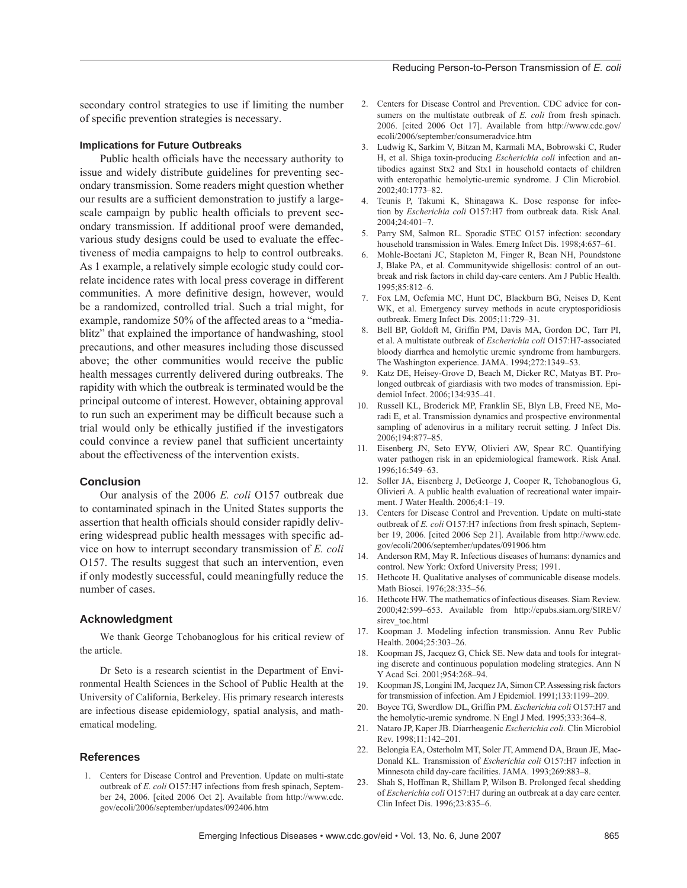secondary control strategies to use if limiting the number of specific prevention strategies is necessary.

### Implications for Future Outbreaks

Public health officials have the necessary authority to issue and widely distribute guidelines for preventing secondary transmission. Some readers might question whether our results are a sufficient demonstration to justify a large-scale campaign by public health officials to prevent secondary transmission. If additional proof were demanded, various study designs could be used to evaluate the effectiveness of media campaigns to help to control outbreaks. As 1 example, a relatively simple ecologic study could correlate incidence rates with local press coverage in different communities. A more definitive design, however, would be a randomized, controlled trial. Such a trial might, for example, randomize 50% of the affected areas to a "media-blitz" that explained the importance of handwashing, stool precautions, and other measures including those discussed above; the other communities would receive the public health messages currently delivered during outbreaks. The rapidity with which the outbreak is terminated would be the principal outcome of interest. However, obtaining approval to run such an experiment may be difficult because such a trial would only be ethically justified if the investigators could convince a review panel that sufficient uncertainty about the effectiveness of the intervention exists.

## Conclusion

Our analysis of the 2006 *E. coli* O157 outbreak due to contaminated spinach in the United States supports the assertion that health officials should consider rapidly delivering widespread public health messages with specific advice on how to interrupt secondary transmission of *E. coli* O157. The results suggest that such an intervention, even if only modestly successful, could meaningfully reduce the number of cases.

## Acknowledgment

We thank George Tchobanoglous for his critical review of the article.

Dr Seto is a research scientist in the Department of Environmental Health Sciences in the School of Public Health at the University of California, Berkeley. His primary research interests are infectious disease epidemiology, spatial analysis, and mathematical modeling.

## References

1. Centers for Disease Control and Prevention. Update on multi-state outbreak of *E. coli* O157:H7 infections from fresh spinach, September 24, 2006. [cited 2006 Oct 2]. Available from http://www.cdc.gov/ecoli/2006/september/updates/092406.htm
2. Centers for Disease Control and Prevention. CDC advice for consumers on the multistate outbreak of *E. coli* from fresh spinach. 2006. [cited 2006 Oct 17]. Available from http://www.cdc.gov/ecoli/2006/september/consumeradvice.htm
3. Ludwig K, Sarkim V, Bitzan M, Karmali MA, Bobrowski C, Ruder H, et al. Shiga toxin-producing *Escherichia coli* infection and antibodies against Stx2 and Stx1 in household contacts of children with enteropathic hemolytic-uremic syndrome. J Clin Microbiol. 2002;40:1773–82.
4. Teunis P, Takumi K, Shinagawa K. Dose response for infection by *Escherichia coli* O157:H7 from outbreak data. Risk Anal. 2004;24:401–7.
5. Parry SM, Salmon RL. Sporadic STEC O157 infection: secondary household transmission in Wales. Emerg Infect Dis. 1998;4:657–61.
6. Mohle-Boetani JC, Stapleton M, Finger R, Bean NH, Poundstone J, Blake PA, et al. Communitywide shigellosis: control of an outbreak and risk factors in child day-care centers. Am J Public Health. 1995;85:812–6.
7. Fox LM, Ocfemia MC, Hunt DC, Blackburn BG, Neises D, Kent WK, et al. Emergency survey methods in acute cryptosporidiosis outbreak. Emerg Infect Dis. 2005;11:729–31.
8. Bell BP, Goldoft M, Griffin PM, Davis MA, Gordon DC, Tarr PI, et al. A multistate outbreak of *Escherichia coli* O157:H7-associated bloody diarrhea and hemolytic uremic syndrome from hamburgers. The Washington experience. JAMA. 1994;272:1349–53.
9. Katz DE, Heisey-Grove D, Beach M, Dicker RC, Matyas BT. Prolonged outbreak of giardiasis with two modes of transmission. Epidemiol Infect. 2006;134:935–41.
10. Russell KL, Broderick MP, Franklin SE, Blyn LB, Freed NE, Moradi E, et al. Transmission dynamics and prospective environmental sampling of adenovirus in a military recruit setting. J Infect Dis. 2006;194:877–85.
11. Eisenberg JN, Seto EYW, Olivieri AW, Spear RC. Quantifying water pathogen risk in an epidemiological framework. Risk Anal. 1996;16:549–63.
12. Soller JA, Eisenberg J, DeGeorge J, Cooper R, Tchobanoglous G, Olivieri A. A public health evaluation of recreational water impairment. J Water Health. 2006;4:1–19.
13. Centers for Disease Control and Prevention. Update on multi-state outbreak of *E. coli* O157:H7 infections from fresh spinach, September 19, 2006. [cited 2006 Sep 21]. Available from http://www.cdc.gov/ecoli/2006/september/updates/091906.htm
14. Anderson RM, May R. Infectious diseases of humans: dynamics and control. New York: Oxford University Press; 1991.
15. Hethcote H. Qualitative analyses of communicable disease models. Math Biosci. 1976;28:335–56.
16. Hethcote HW. The mathematics of infectious diseases. Siam Review. 2000;42:599–653. Available from http://epubs.siam.org/SIREV/sirev_toc.html
17. Koopman J. Modeling infection transmission. Annu Rev Public Health. 2004;25:303–26.
18. Koopman JS, Jacquez G, Chick SE. New data and tools for integrating discrete and continuous population modeling strategies. Ann N Y Acad Sci. 2001;954:268–94.
19. Koopman JS, Longini IM, Jacquez JA, Simon CP. Assessing risk factors for transmission of infection. Am J Epidemiol. 1991;133:1199–209.
20. Boyce TG, Swerdlow DL, Griffin PM. *Escherichia coli* O157:H7 and the hemolytic-uremic syndrome. N Engl J Med. 1995;333:364–8.
21. Nataro JP, Kaper JB. Diarrheagenic *Escherichia coli.* Clin Microbiol Rev. 1998;11:142–201.
22. Belongia EA, Osterholm MT, Soler JT, Ammend DA, Braun JE, MacDonald KL. Transmission of *Escherichia coli* O157:H7 infection in Minnesota child day-care facilities. JAMA. 1993;269:883–8.
23. Shah S, Hoffman R, Shillam P, Wilson B. Prolonged fecal shedding of *Escherichia coli* O157:H7 during an outbreak at a day care center. Clin Infect Dis. 1996;23:835–6.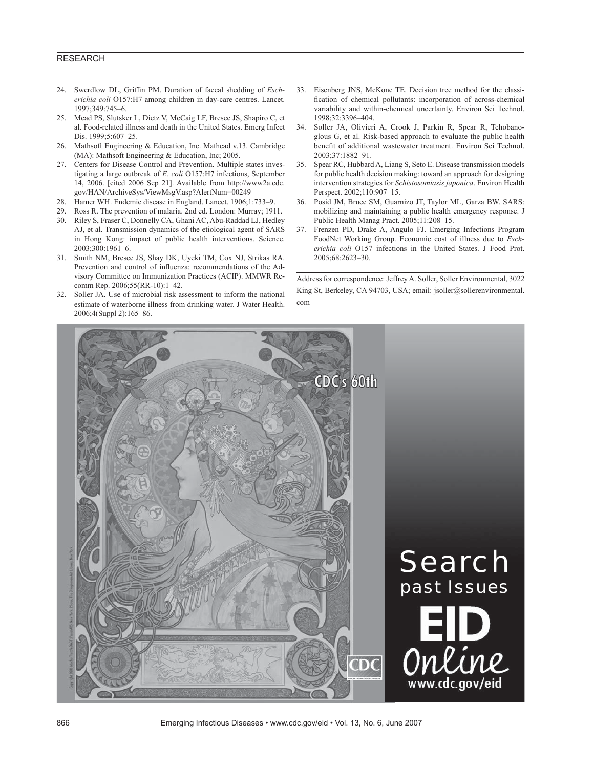24. Swerdlow DL, Griffin PM. Duration of faecal shedding of *Escherichia coli* O157:H7 among children in day-care centres. Lancet. 1997;349:745–6.
25. Mead PS, Slutsker L, Dietz V, McCaig LF, Bresee JS, Shapiro C, et al. Food-related illness and death in the United States. Emerg Infect Dis. 1999;5:607–25.
26. Mathsoft Engineering & Education, Inc. Mathcad v.13. Cambridge (MA): Mathsoft Engineering & Education, Inc; 2005.
27. Centers for Disease Control and Prevention. Multiple states investigating a large outbreak of *E. coli* O157:H7 infections, September 14, 2006. [cited 2006 Sep 21]. Available from http://www2a.cdc.gov/HAN/ArchiveSys/ViewMsgV.asp?AlertNum=00249
28. Hamer WH. Endemic disease in England. Lancet. 1906;1:733–9.
29. Ross R. The prevention of malaria. 2nd ed. London: Murray; 1911.
30. Riley S, Fraser C, Donnelly CA, Ghani AC, Abu-Raddad LJ, Hedley AJ, et al. Transmission dynamics of the etiological agent of SARS in Hong Kong: impact of public health interventions. Science. 2003;300:1961–6.
31. Smith NM, Bresee JS, Shay DK, Uyeki TM, Cox NJ, Strikas RA. Prevention and control of influenza: recommendations of the Advisory Committee on Immunization Practices (ACIP). MMWR Recomm Rep. 2006;55(RR-10):1–42.
32. Soller JA. Use of microbial risk assessment to inform the national estimate of waterborne illness from drinking water. J Water Health. 2006;4(Suppl 2):165–86.
33. Eisenberg JNS, McKone TE. Decision tree method for the classification of chemical pollutants: incorporation of across-chemical variability and within-chemical uncertainty. Environ Sci Technol. 1998;32:3396–404.
34. Soller JA, Olivieri A, Crook J, Parkin R, Spear R, Tchobanoglous G, et al. Risk-based approach to evaluate the public health benefit of additional wastewater treatment. Environ Sci Technol. 2003;37:1882–91.
35. Spear RC, Hubbard A, Liang S, Seto E. Disease transmission models for public health decision making: toward an approach for designing intervention strategies for *Schistosomiasis japonica*. Environ Health Perspect. 2002;110:907–15.
36. Posid JM, Bruce SM, Guarnizo JT, Taylor ML, Garza BW. SARS: mobilizing and maintaining a public health emergency response. J Public Health Manag Pract. 2005;11:208–15.
37. Frenzen PD, Drake A, Angulo FJ. Emerging Infections Program FoodNet Working Group. Economic cost of illness due to *Escherichia coli* O157 infections in the United States. J Food Prot. 2005;68:2623–30.

Address for correspondence: Jeffrey A. Soller, Soller Environmental, 3022 King St, Berkeley, CA 94703, USA; email: jsoller@sollerenvironmental.com

CDC's 60th

Search past Issues

EID Online

www.cdc.gov/eid